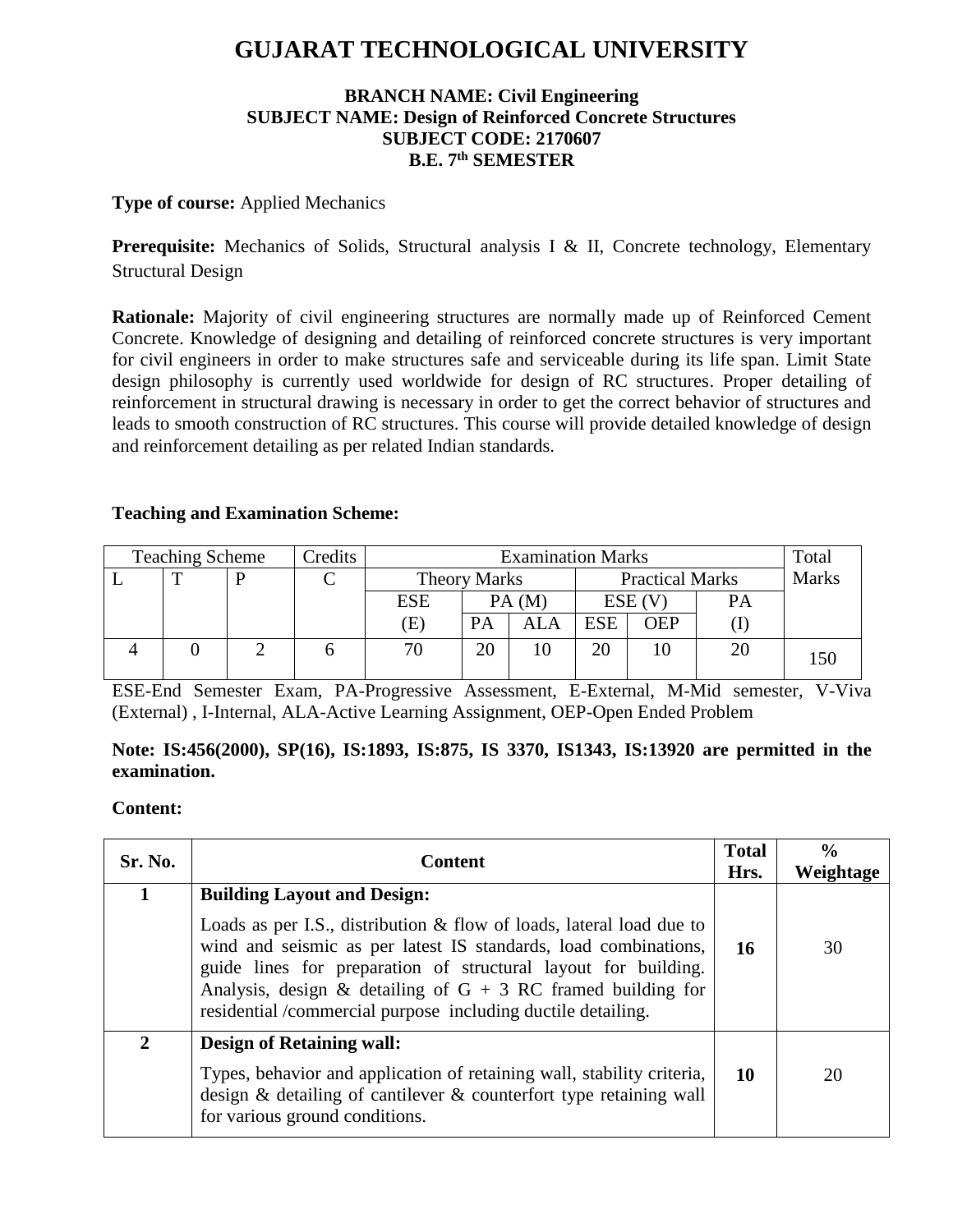# GUJARAT TECHNOLOGICAL UNIVERSITY

**BRANCH NAME: Civil Engineering**
**SUBJECT NAME: Design of Reinforced Concrete Structures**
**SUBJECT CODE: 2170607**
**B.E. 7th SEMESTER**

**Type of course:** Applied Mechanics

**Prerequisite:** Mechanics of Solids, Structural analysis I & II, Concrete technology, Elementary Structural Design

**Rationale:** Majority of civil engineering structures are normally made up of Reinforced Cement Concrete. Knowledge of designing and detailing of reinforced concrete structures is very important for civil engineers in order to make structures safe and serviceable during its life span. Limit State design philosophy is currently used worldwide for design of RC structures. Proper detailing of reinforcement in structural drawing is necessary in order to get the correct behavior of structures and leads to smooth construction of RC structures. This course will provide detailed knowledge of design and reinforcement detailing as per related Indian standards.

**Teaching and Examination Scheme:**

| Teaching Scheme | | | Credits | Examination Marks | | | | | | Total Marks |
|---|---|---|---|---|---|---|---|---|---|---|
| | | | | Theory Marks | | | Practical Marks | | | |
| L | T | P | C | ESE (E) | PA (M) | | ESE (V) | | PA (I) | |
| | | | | | PA | ALA | ESE | OEP | | |
| 4 | 0 | 2 | 6 | 70 | 20 | 10 | 20 | 10 | 20 | 150 |

ESE-End Semester Exam, PA-Progressive Assessment, E-External, M-Mid semester, V-Viva (External) , I-Internal, ALA-Active Learning Assignment, OEP-Open Ended Problem

**Note: IS:456(2000), SP(16), IS:1893, IS:875, IS 3370, IS1343, IS:13920 are permitted in the examination.**

**Content:**

| Sr. No. | Content | Total Hrs. | % Weightage |
|---|---|---|---|
| 1 | **Building Layout and Design:** Loads as per I.S., distribution & flow of loads, lateral load due to wind and seismic as per latest IS standards, load combinations, guide lines for preparation of structural layout for building. Analysis, design & detailing of G + 3 RC framed building for residential /commercial purpose including ductile detailing. | **16** | 30 |
| 2 | **Design of Retaining wall:** Types, behavior and application of retaining wall, stability criteria, design & detailing of cantilever & counterfort type retaining wall for various ground conditions. | **10** | 20 |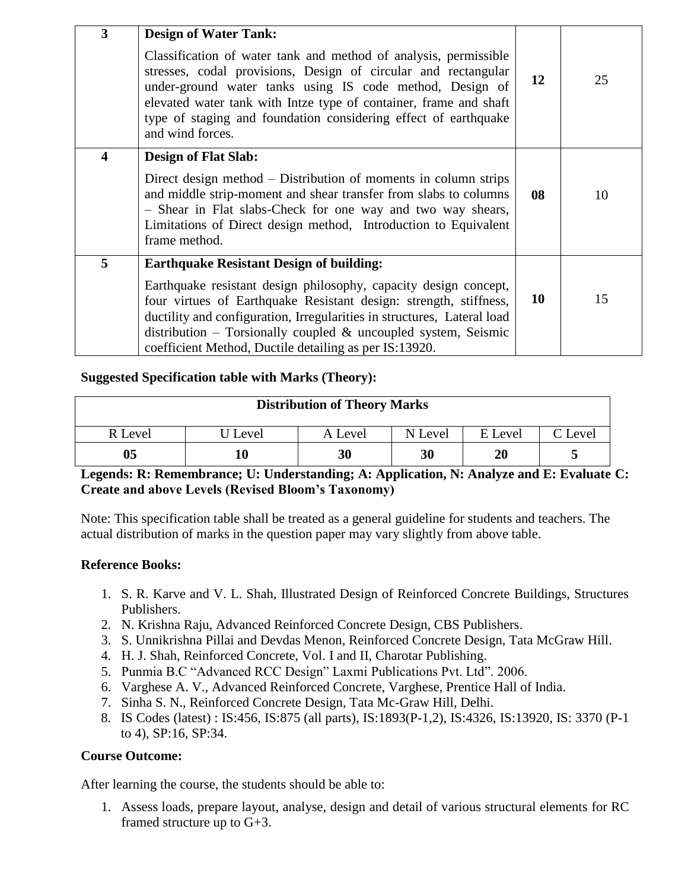| 3 | **Design of Water Tank:**<br><br>Classification of water tank and method of analysis, permissible stresses, codal provisions, Design of circular and rectangular under-ground water tanks using IS code method, Design of elevated water tank with Intze type of container, frame and shaft type of staging and foundation considering effect of earthquake and wind forces. | **12** | 25 |
|---|---|---|---|
| **4** | **Design of Flat Slab:**<br><br>Direct design method – Distribution of moments in column strips and middle strip-moment and shear transfer from slabs to columns – Shear in Flat slabs-Check for one way and two way shears, Limitations of Direct design method, Introduction to Equivalent frame method. | **08** | 10 |
| **5** | **Earthquake Resistant Design of building:**<br><br>Earthquake resistant design philosophy, capacity design concept, four virtues of Earthquake Resistant design: strength, stiffness, ductility and configuration, Irregularities in structures, Lateral load distribution – Torsionally coupled & uncoupled system, Seismic coefficient Method, Ductile detailing as per IS:13920. | **10** | 15 |

**Suggested Specification table with Marks (Theory):**

| **Distribution of Theory Marks** | | | | | |
|---|---|---|---|---|---|
| R Level | U Level | A Level | N Level | E Level | C Level |
| **05** | **10** | **30** | **30** | **20** | **5** |

**Legends: R: Remembrance; U: Understanding; A: Application, N: Analyze and E: Evaluate C: Create and above Levels (Revised Bloom's Taxonomy)**

Note: This specification table shall be treated as a general guideline for students and teachers. The actual distribution of marks in the question paper may vary slightly from above table.

**Reference Books:**

1. S. R. Karve and V. L. Shah, Illustrated Design of Reinforced Concrete Buildings, Structures Publishers.
2. N. Krishna Raju, Advanced Reinforced Concrete Design, CBS Publishers.
3. S. Unnikrishna Pillai and Devdas Menon, Reinforced Concrete Design, Tata McGraw Hill.
4. H. J. Shah, Reinforced Concrete, Vol. I and II, Charotar Publishing.
5. Punmia B.C "Advanced RCC Design" Laxmi Publications Pvt. Ltd". 2006.
6. Varghese A. V., Advanced Reinforced Concrete, Varghese, Prentice Hall of India.
7. Sinha S. N., Reinforced Concrete Design, Tata Mc-Graw Hill, Delhi.
8. IS Codes (latest) : IS:456, IS:875 (all parts), IS:1893(P-1,2), IS:4326, IS:13920, IS: 3370 (P-1 to 4), SP:16, SP:34.

**Course Outcome:**

After learning the course, the students should be able to:

1. Assess loads, prepare layout, analyse, design and detail of various structural elements for RC framed structure up to G+3.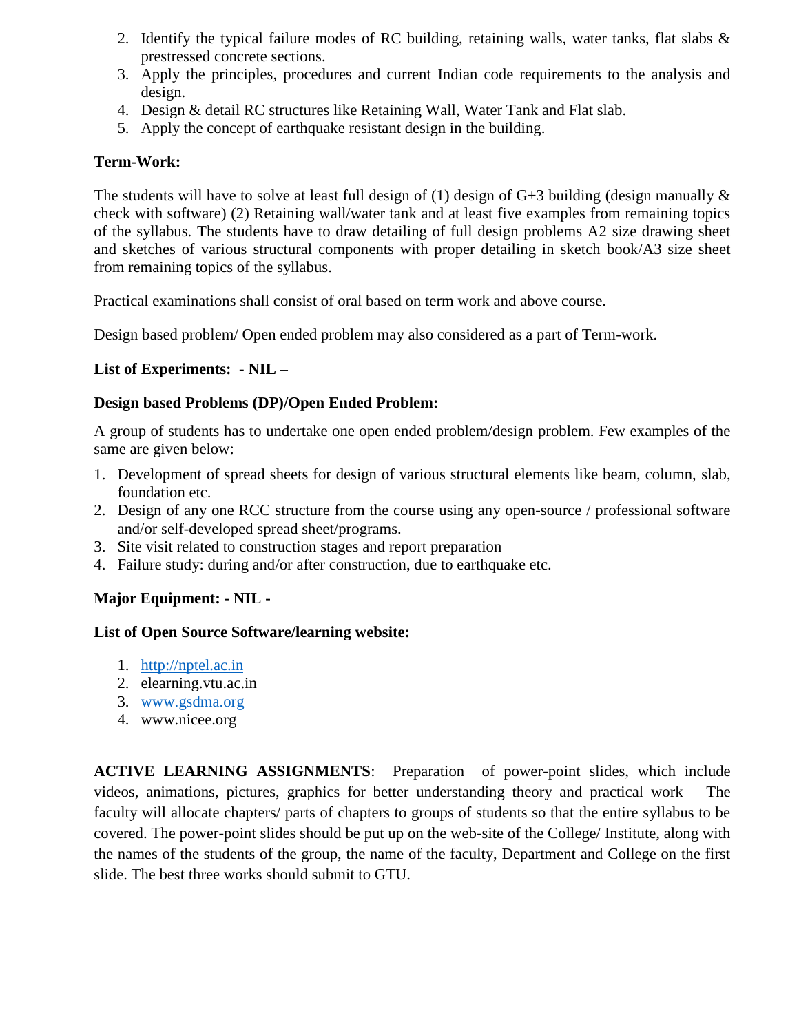2. Identify the typical failure modes of RC building, retaining walls, water tanks, flat slabs & prestressed concrete sections.
3. Apply the principles, procedures and current Indian code requirements to the analysis and design.
4. Design & detail RC structures like Retaining Wall, Water Tank and Flat slab.
5. Apply the concept of earthquake resistant design in the building.

**Term-Work:**

The students will have to solve at least full design of (1) design of G+3 building (design manually & check with software) (2) Retaining wall/water tank and at least five examples from remaining topics of the syllabus. The students have to draw detailing of full design problems A2 size drawing sheet and sketches of various structural components with proper detailing in sketch book/A3 size sheet from remaining topics of the syllabus.

Practical examinations shall consist of oral based on term work and above course.

Design based problem/ Open ended problem may also considered as a part of Term-work.

**List of Experiments: - NIL –**

**Design based Problems (DP)/Open Ended Problem:**

A group of students has to undertake one open ended problem/design problem. Few examples of the same are given below:

1. Development of spread sheets for design of various structural elements like beam, column, slab, foundation etc.
2. Design of any one RCC structure from the course using any open-source / professional software and/or self-developed spread sheet/programs.
3. Site visit related to construction stages and report preparation
4. Failure study: during and/or after construction, due to earthquake etc.

**Major Equipment: - NIL -**

**List of Open Source Software/learning website:**

1. http://nptel.ac.in
2. elearning.vtu.ac.in
3. www.gsdma.org
4. www.nicee.org

**ACTIVE LEARNING ASSIGNMENTS**: Preparation of power-point slides, which include videos, animations, pictures, graphics for better understanding theory and practical work – The faculty will allocate chapters/ parts of chapters to groups of students so that the entire syllabus to be covered. The power-point slides should be put up on the web-site of the College/ Institute, along with the names of the students of the group, the name of the faculty, Department and College on the first slide. The best three works should submit to GTU.